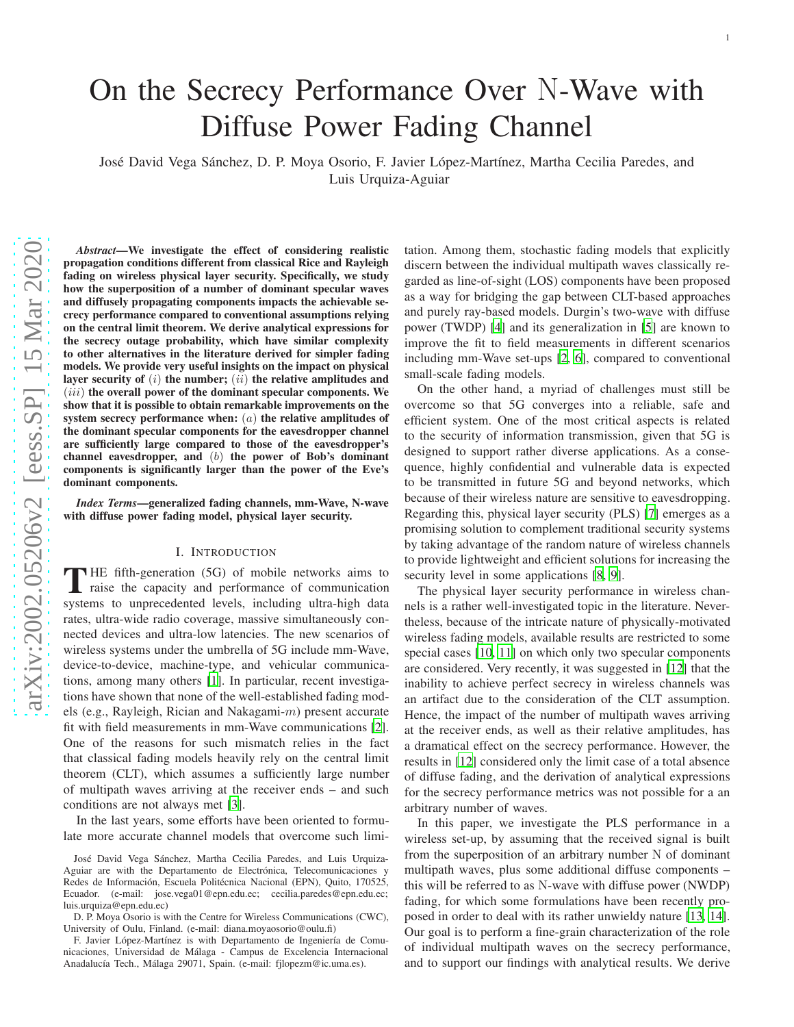# On the Secrecy Performance Over $\mathbb{N}$-Wave with Diffuse Power Fading Channel

José David Vega Sánchez, D. P. Moya Osorio, F. Javier López-Martínez, Martha Cecilia Paredes, and Luis Urquiza-Aguiar

***Abstract*—We investigate the effect of considering realistic propagation conditions different from classical Rice and Rayleigh fading on wireless physical layer security. Specifically, we study how the superposition of a number of dominant specular waves and diffusely propagating components impacts the achievable secrecy performance compared to conventional assumptions relying on the central limit theorem. We derive analytical expressions for the secrecy outage probability, which have similar complexity to other alternatives in the literature derived for simpler fading models. We provide very useful insights on the impact on physical layer security of $(i)$ the number; $(ii)$ the relative amplitudes and $(iii)$ the overall power of the dominant specular components. We show that it is possible to obtain remarkable improvements on the system secrecy performance when: $(a)$ the relative amplitudes of the dominant specular components for the eavesdropper channel are sufficiently large compared to those of the eavesdropper's channel eavesdropper, and $(b)$ the power of Bob's dominant components is significantly larger than the power of the Eve's dominant components.**

***Index Terms*—generalized fading channels, mm-Wave, N-wave with diffuse power fading model, physical layer security.**

## I. Introduction

The fifth-generation (5G) of mobile networks aims to raise the capacity and performance of communication systems to unprecedented levels, including ultra-high data rates, ultra-wide radio coverage, massive simultaneously connected devices and ultra-low latencies. The new scenarios of wireless systems under the umbrella of 5G include mm-Wave, device-to-device, machine-type, and vehicular communications, among many others [1]. In particular, recent investigations have shown that none of the well-established fading models (e.g., Rayleigh, Rician and Nakagami-$m$) present accurate fit with field measurements in mm-Wave communications [2]. One of the reasons for such mismatch relies in the fact that classical fading models heavily rely on the central limit theorem (CLT), which assumes a sufficiently large number of multipath waves arriving at the receiver ends – and such conditions are not always met [3].

In the last years, some efforts have been oriented to formulate more accurate channel models that overcome such limitation. Among them, stochastic fading models that explicitly discern between the individual multipath waves classically regarded as line-of-sight (LOS) components have been proposed as a way for bridging the gap between CLT-based approaches and purely ray-based models. Durgin's two-wave with diffuse power (TWDP) [4] and its generalization in [5] are known to improve the fit to field measurements in different scenarios including mm-Wave set-ups [2, 6], compared to conventional small-scale fading models.

On the other hand, a myriad of challenges must still be overcome so that 5G converges into a reliable, safe and efficient system. One of the most critical aspects is related to the security of information transmission, given that 5G is designed to support rather diverse applications. As a consequence, highly confidential and vulnerable data is expected to be transmitted in future 5G and beyond networks, which because of their wireless nature are sensitive to eavesdropping. Regarding this, physical layer security (PLS) [7] emerges as a promising solution to complement traditional security systems by taking advantage of the random nature of wireless channels to provide lightweight and efficient solutions for increasing the security level in some applications [8, 9].

The physical layer security performance in wireless channels is a rather well-investigated topic in the literature. Nevertheless, because of the intricate nature of physically-motivated wireless fading models, available results are restricted to some special cases [10, 11] on which only two specular components are considered. Very recently, it was suggested in [12] that the inability to achieve perfect secrecy in wireless channels was an artifact due to the consideration of the CLT assumption. Hence, the impact of the number of multipath waves arriving at the receiver ends, as well as their relative amplitudes, has a dramatical effect on the secrecy performance. However, the results in [12] considered only the limit case of a total absence of diffuse fading, and the derivation of analytical expressions for the secrecy performance metrics was not possible for a an arbitrary number of waves.

In this paper, we investigate the PLS performance in a wireless set-up, by assuming that the received signal is built from the superposition of an arbitrary number $\mathbb{N}$ of dominant multipath waves, plus some additional diffuse components – this will be referred to as $\mathbb{N}$-wave with diffuse power (NWDP) fading, for which some formulations have been recently proposed in order to deal with its rather unwieldy nature [13, 14]. Our goal is to perform a fine-grain characterization of the role of individual multipath waves on the secrecy performance, and to support our findings with analytical results. We derive

José David Vega Sánchez, Martha Cecilia Paredes, and Luis Urquiza-Aguiar are with the Departamento de Electrónica, Telecomunicaciones y Redes de Información, Escuela Politécnica Nacional (EPN), Quito, 170525, Ecuador. (e-mail: jose.vega01@epn.edu.ec; cecilia.paredes@epn.edu.ec; luis.urquiza@epn.edu.ec)

D. P. Moya Osorio is with the Centre for Wireless Communications (CWC), University of Oulu, Finland. (e-mail: diana.moyaosorio@oulu.fi)

F. Javier López-Martínez is with Departamento de Ingeniería de Comunicaciones, Universidad de Málaga - Campus de Excelencia Internacional Anadalucía Tech., Málaga 29071, Spain. (e-mail: fjlopezm@ic.uma.es).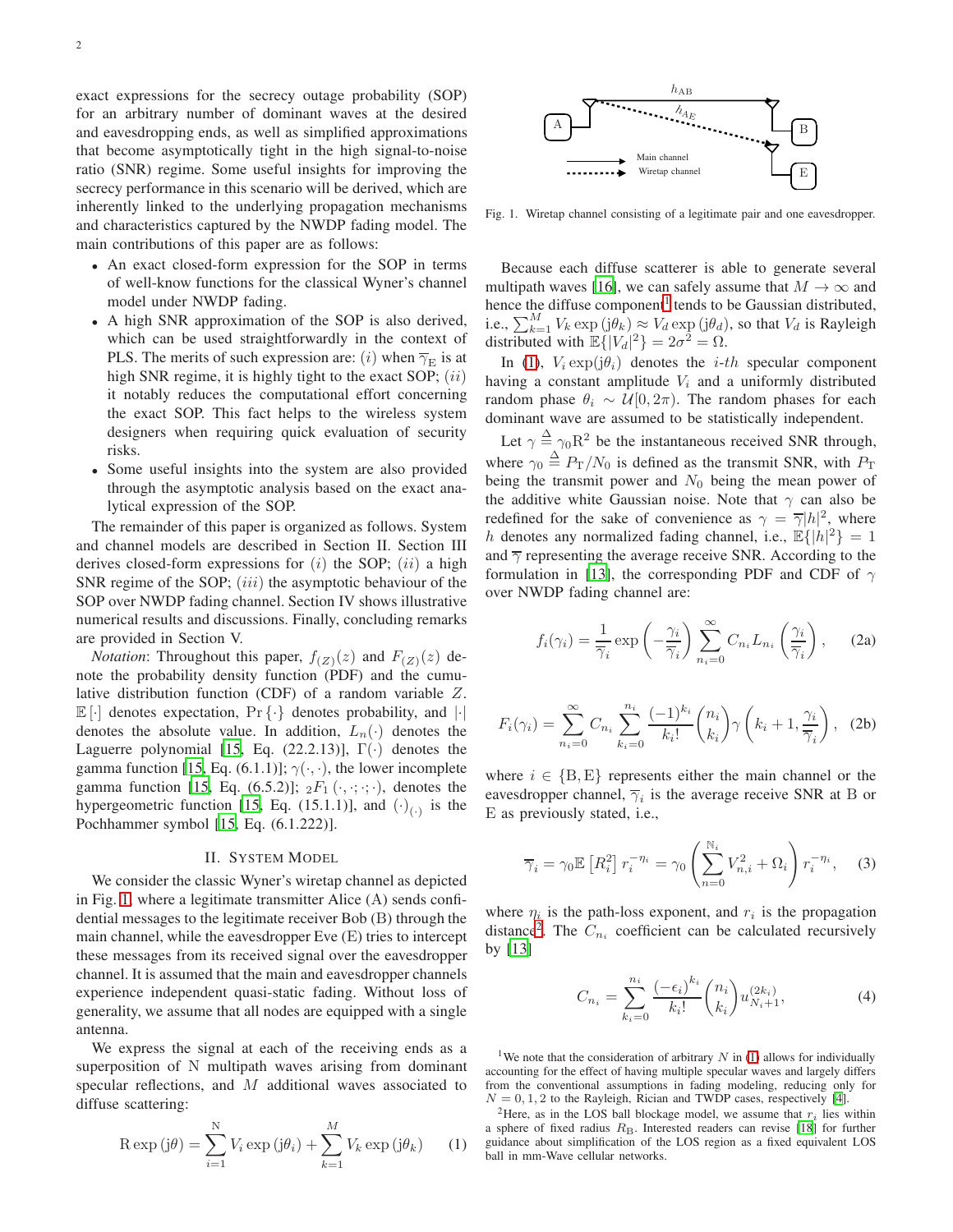exact expressions for the secrecy outage probability (SOP) for an arbitrary number of dominant waves at the desired and eavesdropping ends, as well as simplified approximations that become asymptotically tight in the high signal-to-noise ratio (SNR) regime. Some useful insights for improving the secrecy performance in this scenario will be derived, which are inherently linked to the underlying propagation mechanisms and characteristics captured by the NWDP fading model. The main contributions of this paper are as follows:

- An exact closed-form expression for the SOP in terms of well-know functions for the classical Wyner's channel model under NWDP fading.
- A high SNR approximation of the SOP is also derived, which can be used straightforwardly in the context of PLS. The merits of such expression are: $(i)$ when $\overline{\gamma}_{\rm E}$ is at high SNR regime, it is highly tight to the exact SOP; $(ii)$ it notably reduces the computational effort concerning the exact SOP. This fact helps to the wireless system designers when requiring quick evaluation of security risks.
- Some useful insights into the system are also provided through the asymptotic analysis based on the exact analytical expression of the SOP.

The remainder of this paper is organized as follows. System and channel models are described in Section II. Section III derives closed-form expressions for $(i)$ the SOP; $(ii)$ a high SNR regime of the SOP; $(iii)$ the asymptotic behaviour of the SOP over NWDP fading channel. Section IV shows illustrative numerical results and discussions. Finally, concluding remarks are provided in Section V.

*Notation*: Throughout this paper, $f_{(Z)}(z)$ and $F_{(Z)}(z)$ denote the probability density function (PDF) and the cumulative distribution function (CDF) of a random variable $Z$. $\mathbb{E}\left[\cdot\right]$ denotes expectation, $\Pr\left\{\cdot\right\}$ denotes probability, and $|\cdot|$ denotes the absolute value. In addition, $L_n(\cdot)$ denotes the Laguerre polynomial [15, Eq. (22.2.13)], $\Gamma(\cdot)$ denotes the gamma function [15, Eq. (6.1.1)]; $\gamma(\cdot,\cdot)$, the lower incomplete gamma function [15, Eq. (6.5.2)]; ${}_2F_1\left(\cdot,\cdot;\cdot;\cdot\right)$, denotes the hypergeometric function [15, Eq. (15.1.1)], and $(\cdot)_{(\cdot)}$ is the Pochhammer symbol [15, Eq. (6.1.222)].

## II. System Model

We consider the classic Wyner's wiretap channel as depicted in Fig. 1, where a legitimate transmitter Alice (A) sends confidential messages to the legitimate receiver Bob (B) through the main channel, while the eavesdropper Eve (E) tries to intercept these messages from its received signal over the eavesdropper channel. It is assumed that the main and eavesdropper channels experience independent quasi-static fading. Without loss of generality, we assume that all nodes are equipped with a single antenna.

We express the signal at each of the receiving ends as a superposition of N multipath waves arising from dominant specular reflections, and $M$ additional waves associated to diffuse scattering:

$$\mathrm{R}\exp\left(\mathrm{j}\theta\right)=\sum_{i=1}^{\mathrm{N}}V_i\exp\left(\mathrm{j}\theta_i\right)+\sum_{k=1}^{M}V_k\exp\left(\mathrm{j}\theta_k\right) \quad (1)$$

Fig. 1. Wiretap channel consisting of a legitimate pair and one eavesdropper.

Because each diffuse scatterer is able to generate several multipath waves [16], we can safely assume that $M\rightarrow\infty$ and hence the diffuse component[1] tends to be Gaussian distributed, i.e., $\sum_{k=1}^{M}V_k\exp\left(\mathrm{j}\theta_k\right)\approx V_d\exp\left(\mathrm{j}\theta_d\right)$, so that $V_d$ is Rayleigh distributed with $\mathbb{E}\{|V_d|^2\}=2\sigma^2=\Omega$.

In (1), $V_i\exp(\mathrm{j}\theta_i)$ denotes the $i$-$th$ specular component having a constant amplitude $V_i$ and a uniformly distributed random phase $\theta_i\sim\mathcal{U}[0,2\pi)$. The random phases for each dominant wave are assumed to be statistically independent.

Let $\gamma\triangleq\gamma_0\mathrm{R}^2$ be the instantaneous received SNR through, where $\gamma_0\triangleq P_{\rm T}/N_0$ is defined as the transmit SNR, with $P_{\rm T}$ being the transmit power and $N_0$ being the mean power of the additive white Gaussian noise. Note that $\gamma$ can also be redefined for the sake of convenience as $\gamma=\overline{\gamma}|h|^2$, where $h$ denotes any normalized fading channel, i.e., $\mathbb{E}\{|h|^2\}=1$ and $\overline{\gamma}$ representing the average receive SNR. According to the formulation in [13], the corresponding PDF and CDF of $\gamma$ over NWDP fading channel are:

$$f_i(\gamma_i)=\frac{1}{\overline{\gamma}_i}\exp\left(-\frac{\gamma_i}{\overline{\gamma}_i}\right)\sum_{n_i=0}^{\infty}C_{n_i}L_{n_i}\left(\frac{\gamma_i}{\overline{\gamma}_i}\right), \quad (2a)$$

$$F_i(\gamma_i)=\sum_{n_i=0}^{\infty}C_{n_i}\sum_{k_i=0}^{n_i}\frac{(-1)^{k_i}}{k_i!}\binom{n_i}{k_i}\gamma\left(k_i+1,\frac{\gamma_i}{\overline{\gamma}_i}\right), \quad (2b)$$

where $i\in\{\mathrm{B},\mathrm{E}\}$ represents either the main channel or the eavesdropper channel, $\overline{\gamma}_i$ is the average receive SNR at B or E as previously stated, i.e.,

$$\overline{\gamma}_i=\gamma_0\mathbb{E}\left[R_i^2\right]r_i^{-\eta_i}=\gamma_0\left(\sum_{n=0}^{\mathbb{N}_i}V_{n,i}^2+\Omega_i\right)r_i^{-\eta_i}, \quad (3)$$

where $\eta_i$ is the path-loss exponent, and $r_i$ is the propagation distance[2]. The $C_{n_i}$ coefficient can be calculated recursively by [13]

$$C_{n_i}=\sum_{k_i=0}^{n_i}\frac{(-\epsilon_i)^{k_i}}{k_i!}\binom{n_i}{k_i}u_{N_i+1}^{(2k_i)}, \quad (4)$$

[1] We note that the consideration of arbitrary $N$ in (1) allows for individually accounting for the effect of having multiple specular waves and largely differs from the conventional assumptions in fading modeling, reducing only for $N=0,1,2$ to the Rayleigh, Rician and TWDP cases, respectively [4].

[2] Here, as in the LOS ball blockage model, we assume that $r_i$ lies within a sphere of fixed radius $R_{\rm B}$. Interested readers can revise [18] for further guidance about simplification of the LOS region as a fixed equivalent LOS ball in mm-Wave cellular networks.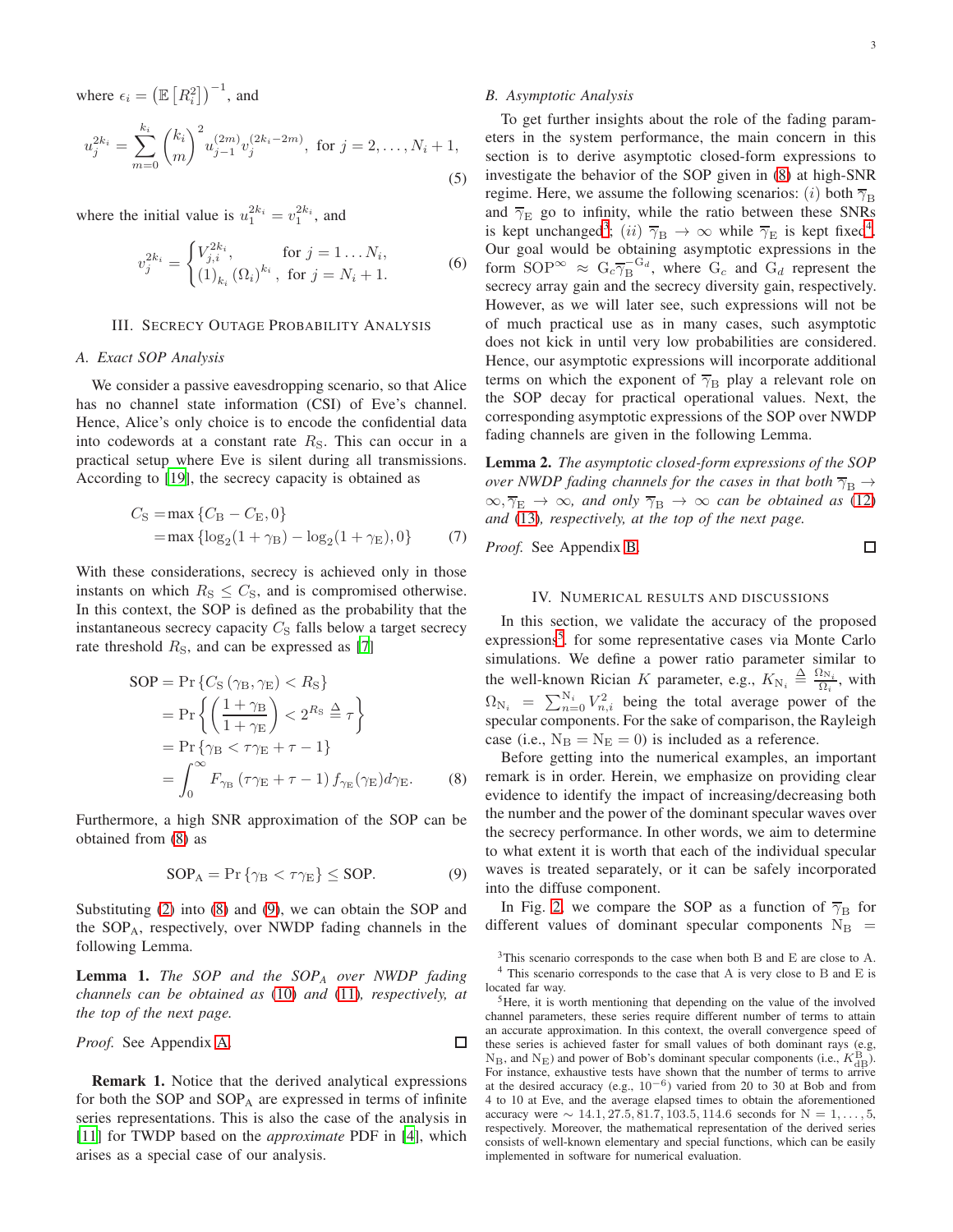where $\epsilon_i = \left(\mathbb{E}\left[R_i^2\right]\right)^{-1}$, and

$$u_j^{2k_i} = \sum_{m=0}^{k_i} \binom{k_i}{m}^2 u_{j-1}^{(2m)} v_j^{(2k_i-2m)}, \text{ for } j = 2, \ldots, N_i + 1, \tag{5}$$

where the initial value is $u_1^{2k_i} = v_1^{2k_i}$, and

$$v_j^{2k_i} = \begin{cases} V_{j,i}^{2k_i}, & \text{for } j = 1 \ldots N_i, \\ (1)_{k_i} (\Omega_i)^{k_i}, & \text{for } j = N_i + 1. \end{cases} \tag{6}$$

## III. Secrecy Outage Probability Analysis

### A. Exact SOP Analysis

We consider a passive eavesdropping scenario, so that Alice has no channel state information (CSI) of Eve's channel. Hence, Alice's only choice is to encode the confidential data into codewords at a constant rate $R_{\rm S}$. This can occur in a practical setup where Eve is silent during all transmissions. According to [19], the secrecy capacity is obtained as

$$\begin{aligned} C_{\rm S} =& \max\left\{C_{\rm B} - C_{\rm E}, 0\right\} \\ =& \max\left\{\log_2(1+\gamma_{\rm B}) - \log_2(1+\gamma_{\rm E}), 0\right\} \end{aligned} \tag{7}$$

With these considerations, secrecy is achieved only in those instants on which $R_{\rm S} \leq C_{\rm S}$, and is compromised otherwise. In this context, the SOP is defined as the probability that the instantaneous secrecy capacity $C_{\rm S}$ falls below a target secrecy rate threshold $R_{\rm S}$, and can be expressed as [7]

$$\begin{aligned} \text{SOP} =& \Pr\left\{C_{\rm S}\left(\gamma_{\rm B}, \gamma_{\rm E}\right) < R_{\rm S}\right\} \\ =& \Pr\left\{\left(\frac{1+\gamma_{\rm B}}{1+\gamma_{\rm E}}\right) < 2^{R_{\rm S}} \triangleq \tau\right\} \\ =& \Pr\left\{\gamma_{\rm B} < \tau\gamma_{\rm E} + \tau - 1\right\} \\ =& \int_0^\infty F_{\gamma_{\rm B}}\left(\tau\gamma_{\rm E} + \tau - 1\right) f_{\gamma_{\rm E}}(\gamma_{\rm E}) d\gamma_{\rm E}. \end{aligned} \tag{8}$$

Furthermore, a high SNR approximation of the SOP can be obtained from (8) as

$$\text{SOP}_{\rm A} = \Pr\left\{\gamma_{\rm B} < \tau\gamma_{\rm E}\right\} \leq \text{SOP}. \tag{9}$$

Substituting (2) into (8) and (9), we can obtain the SOP and the $\text{SOP}_{\rm A}$, respectively, over NWDP fading channels in the following Lemma.

**Lemma 1.** *The SOP and the $\text{SOP}_{\rm A}$ over NWDP fading channels can be obtained as (10) and (11), respectively, at the top of the next page.*

*Proof.* See Appendix A. ☐

**Remark 1.** Notice that the derived analytical expressions for both the SOP and $\text{SOP}_{\rm A}$ are expressed in terms of infinite series representations. This is also the case of the analysis in [11] for TWDP based on the *approximate* PDF in [4], which arises as a special case of our analysis.

### B. Asymptotic Analysis

To get further insights about the role of the fading parameters in the system performance, the main concern in this section is to derive asymptotic closed-form expressions to investigate the behavior of the SOP given in (8) at high-SNR regime. Here, we assume the following scenarios: $(i)$ both $\overline{\gamma}_{\rm B}$ and $\overline{\gamma}_{\rm E}$ go to infinity, while the ratio between these SNRs is kept unchanged[3]; $(ii)$ $\overline{\gamma}_{\rm B} \rightarrow \infty$ while $\overline{\gamma}_{\rm E}$ is kept fixed[4]. Our goal would be obtaining asymptotic expressions in the form $\text{SOP}^\infty \approx \text{G}_c \overline{\gamma}_{\rm B}^{-\text{G}_d}$, where $\text{G}_c$ and $\text{G}_d$ represent the secrecy array gain and the secrecy diversity gain, respectively. However, as we will later see, such expressions will not be of much practical use as in many cases, such asymptotic does not kick in until very low probabilities are considered. Hence, our asymptotic expressions will incorporate additional terms on which the exponent of $\overline{\gamma}_{\rm B}$ play a relevant role on the SOP decay for practical operational values. Next, the corresponding asymptotic expressions of the SOP over NWDP fading channels are given in the following Lemma.

**Lemma 2.** *The asymptotic closed-form expressions of the SOP over NWDP fading channels for the cases in that both $\overline{\gamma}_{\rm B} \rightarrow \infty, \overline{\gamma}_{\rm E} \rightarrow \infty$, and only $\overline{\gamma}_{\rm B} \rightarrow \infty$ can be obtained as (12) and (13), respectively, at the top of the next page.*

*Proof.* See Appendix B. ☐

## IV. Numerical results and discussions

In this section, we validate the accuracy of the proposed expressions[5]. for some representative cases via Monte Carlo simulations. We define a power ratio parameter similar to the well-known Rician $K$ parameter, e.g., $K_{{\rm N}_i} \triangleq \frac{\Omega_{{\rm N}_i}}{\Omega_i}$, with $\Omega_{{\rm N}_i} = \sum_{n=0}^{{\rm N}_i} V_{n,i}^2$ being the total average power of the specular components. For the sake of comparison, the Rayleigh case (i.e., ${\rm N}_{\rm B} = {\rm N}_{\rm E} = 0$) is included as a reference.

Before getting into the numerical examples, an important remark is in order. Herein, we emphasize on providing clear evidence to identify the impact of increasing/decreasing both the number and the power of the dominant specular waves over the secrecy performance. In other words, we aim to determine to what extent it is worth that each of the individual specular waves is treated separately, or it can be safely incorporated into the diffuse component.

In Fig. 2, we compare the SOP as a function of $\overline{\gamma}_{\rm B}$ for different values of dominant specular components ${\rm N}_{\rm B}$ =

[3]This scenario corresponds to the case when both B and E are close to A.

[4] This scenario corresponds to the case that A is very close to B and E is located far way.

[5]Here, it is worth mentioning that depending on the value of the involved channel parameters, these series require different number of terms to attain an accurate approximation. In this context, the overall convergence speed of these series is achieved faster for small values of both dominant rays (e.g, ${\rm N}_{\rm B}$, and ${\rm N}_{\rm E}$) and power of Bob's dominant specular components (i.e., $K_{\rm dB}^{\rm B}$). For instance, exhaustive tests have shown that the number of terms to arrive at the desired accuracy (e.g., $10^{-6}$) varied from 20 to 30 at Bob and from 4 to 10 at Eve, and the average elapsed times to obtain the aforementioned accuracy were $\sim 14.1, 27.5, 81.7, 103.5, 114.6$ seconds for ${\rm N} = 1, \ldots, 5$, respectively. Moreover, the mathematical representation of the derived series consists of well-known elementary and special functions, which can be easily implemented in software for numerical evaluation.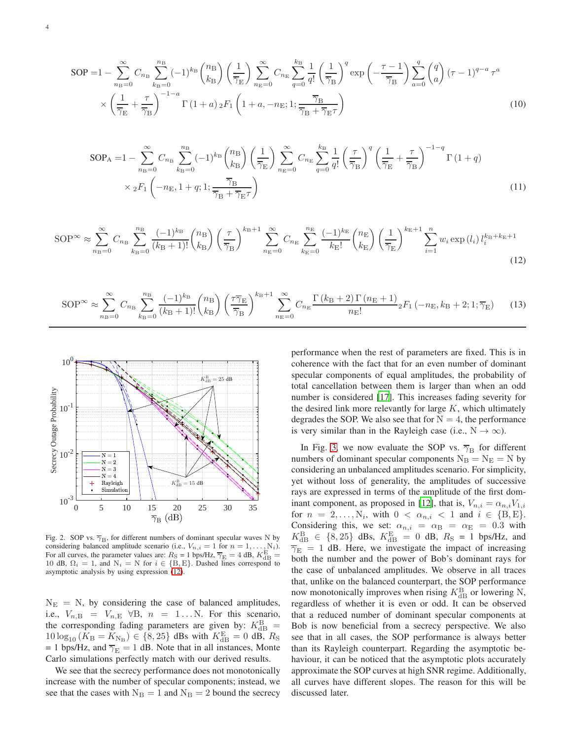$$\text{SOP} = 1 - \sum_{n_\text{B}=0}^{\infty} C_{n_\text{B}} \sum_{k_\text{B}=0}^{n_\text{B}} (-1)^{k_\text{B}} \binom{n_\text{B}}{k_\text{B}} \left(\frac{1}{\overline{\gamma}_\text{E}}\right) \sum_{n_\text{E}=0}^{\infty} C_{n_\text{E}} \sum_{q=0}^{k_\text{B}} \frac{1}{q!} \left(\frac{1}{\overline{\gamma}_\text{B}}\right)^q \exp\left(-\frac{\tau-1}{\overline{\gamma}_\text{B}}\right) \sum_{a=0}^{q} \binom{q}{a} (\tau-1)^{q-a} \tau^a \times \left(\frac{1}{\overline{\gamma}_\text{E}} + \frac{\tau}{\overline{\gamma}_\text{B}}\right)^{-1-a} \Gamma(1+a)\, {}_2F_1\left(1+a, -n_\text{E}; 1; \frac{\overline{\gamma}_\text{B}}{\overline{\gamma}_\text{B} + \overline{\gamma}_\text{E}\tau}\right) \tag{10}$$

$$\text{SOP}_\text{A} = 1 - \sum_{n_\text{B}=0}^{\infty} C_{n_\text{B}} \sum_{k_\text{B}=0}^{n_\text{B}} (-1)^{k_\text{B}} \binom{n_\text{B}}{k_\text{B}} \left(\frac{1}{\overline{\gamma}_\text{E}}\right) \sum_{n_\text{E}=0}^{\infty} C_{n_\text{E}} \sum_{q=0}^{k_\text{B}} \frac{1}{q!} \left(\frac{\tau}{\overline{\gamma}_\text{B}}\right)^q \left(\frac{1}{\overline{\gamma}_\text{E}} + \frac{\tau}{\overline{\gamma}_\text{B}}\right)^{-1-q} \Gamma(1+q) \times {}_2F_1\left(-n_\text{E}, 1+q; 1; \frac{\overline{\gamma}_\text{B}}{\overline{\gamma}_\text{B} + \overline{\gamma}_\text{E}\tau}\right) \tag{11}$$

$$\text{SOP}^\infty \approx \sum_{n_\text{B}=0}^{\infty} C_{n_\text{B}} \sum_{k_\text{B}=0}^{n_\text{B}} \frac{(-1)^{k_\text{B}}}{(k_\text{B}+1)!} \binom{n_\text{B}}{k_\text{B}} \left(\frac{\tau}{\overline{\gamma}_\text{B}}\right)^{k_\text{B}+1} \sum_{n_\text{E}=0}^{\infty} C_{n_\text{E}} \sum_{k_\text{E}=0}^{n_\text{E}} \frac{(-1)^{k_\text{E}}}{k_\text{E}!} \binom{n_\text{E}}{k_\text{E}} \left(\frac{1}{\overline{\gamma}_\text{E}}\right)^{k_\text{E}+1} \sum_{i=1}^{n} w_i \exp(l_i)\, l_i^{k_\text{B}+k_\text{E}+1} \tag{12}$$

$$\text{SOP}^\infty \approx \sum_{n_\text{B}=0}^{\infty} C_{n_\text{B}} \sum_{k_\text{B}=0}^{n_\text{B}} \frac{(-1)^{k_\text{B}}}{(k_\text{B}+1)!} \binom{n_\text{B}}{k_\text{B}} \left(\frac{\tau\overline{\gamma}_\text{E}}{\overline{\gamma}_\text{B}}\right)^{k_\text{B}+1} \sum_{n_\text{E}=0}^{\infty} C_{n_\text{E}} \frac{\Gamma(k_\text{B}+2)\,\Gamma(n_\text{E}+1)}{n_\text{E}!} {}_2F_1(-n_\text{E}, k_\text{B}+2; 1; \overline{\gamma}_\text{E}) \tag{13}$$

Fig. 2. SOP vs. $\overline{\gamma}_\text{B}$, for different numbers of dominant specular waves N by considering balanced amplitude scenario (i.e., $V_{n,i} = 1$ for $n = 1, \ldots, \text{N}_i$). For all curves, the parameter values are: $R_\text{S}$ = 1 bps/Hz, $\overline{\gamma}_\text{E}$ = 4 dB, $K_\text{dB}^\text{E}$ = 10 dB, $\Omega_i = 1$, and $\text{N}_i = \text{N}$ for $i \in \{\text{B}, \text{E}\}$. Dashed lines correspond to asymptotic analysis by using expression (12).

$\text{N}_\text{E} = \text{N}$, by considering the case of balanced amplitudes, i.e., $V_{n,\text{B}} = V_{n,\text{E}}\ \forall \text{B},\ n = 1 \ldots \text{N}$. For this scenario, the corresponding fading parameters are given by: $K_\text{dB}^\text{B} = 10\log_{10}(K_\text{B} = K_{\text{N}_\text{B}}) \in \{8, 25\}$ dBs with $K_\text{dB}^\text{E} = 0$ dB, $R_\text{S}$ = 1 bps/Hz, and $\overline{\gamma}_\text{E}$ = 1 dB. Note that in all instances, Monte Carlo simulations perfectly match with our derived results.

We see that the secrecy performance does not monotonically increase with the number of specular components; instead, we see that the cases with $\text{N}_\text{B} = 1$ and $\text{N}_\text{B} = 2$ bound the secrecy performance when the rest of parameters are fixed. This is in coherence with the fact that for an even number of dominant specular components of equal amplitudes, the probability of total cancellation between them is larger than when an odd number is considered [17]. This increases fading severity for the desired link more relevantly for large $K$, which ultimately degrades the SOP. We also see that for $\text{N} = 4$, the performance is very similar than in the Rayleigh case (i.e., $\text{N} \to \infty$).

In Fig. 3, we now evaluate the SOP vs. $\overline{\gamma}_\text{B}$ for different numbers of dominant specular components $\text{N}_\text{B} = \text{N}_\text{E} = \text{N}$ by considering an unbalanced amplitudes scenario. For simplicity, yet without loss of generality, the amplitudes of successive rays are expressed in terms of the amplitude of the first dominant component, as proposed in [12], that is, $V_{n,i} = \alpha_{n,i}V_{1,i}$ for $n = 2, \ldots, \text{N}_i$, with $0 < \alpha_{n,i} < 1$ and $i \in \{\text{B}, \text{E}\}$. Considering this, we set: $\alpha_{n,i} = \alpha_\text{B} = \alpha_\text{E} = 0.3$ with $K_\text{dB}^\text{B} \in \{8, 25\}$ dBs, $K_\text{dB}^\text{E} = 0$ dB, $R_\text{S}$ = 1 bps/Hz, and $\overline{\gamma}_\text{E}$ = 1 dB. Here, we investigate the impact of increasing both the number and the power of Bob's dominant rays for the case of unbalanced amplitudes. We observe in all traces that, unlike on the balanced counterpart, the SOP performance now monotonically improves when rising $K_\text{dB}^\text{B}$ or lowering N, regardless of whether it is even or odd. It can be observed that a reduced number of dominant specular components at Bob is now beneficial from a secrecy perspective. We also see that in all cases, the SOP performance is always better than its Rayleigh counterpart. Regarding the asymptotic behaviour, it can be noticed that the asymptotic plots accurately approximate the SOP curves at high SNR regime. Additionally, all curves have different slopes. The reason for this will be discussed later.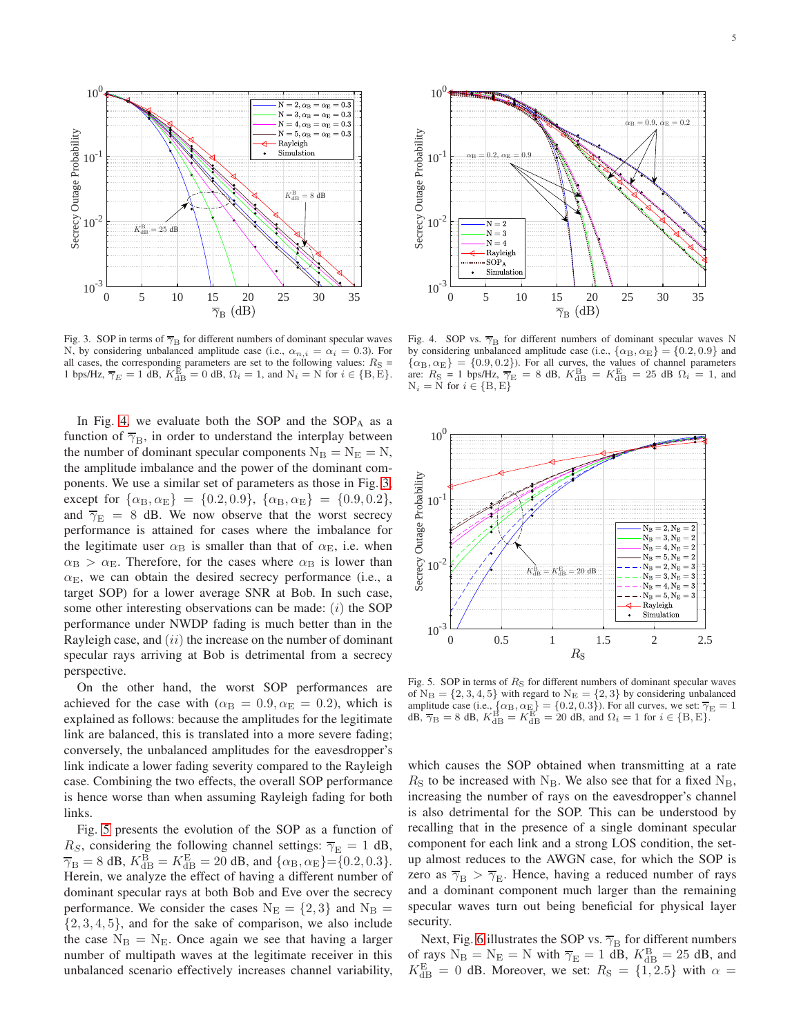Fig. 3. SOP in terms of $\overline{\gamma}_{\rm B}$ for different numbers of dominant specular waves N, by considering unbalanced amplitude case (i.e., $\alpha_{n,i} = \alpha_i = 0.3$). For all cases, the corresponding parameters are set to the following values: $R_{\rm S}$ = 1 bps/Hz, $\overline{\gamma}_E = 1$ dB, $K_{\rm dB}^{\rm E} = 0$ dB, $\Omega_i = 1$, and $\rm N_i = N$ for $i \in \{\rm B, E\}$.

Fig. 4. SOP vs. $\overline{\gamma}_{\rm B}$ for different numbers of dominant specular waves N by considering unbalanced amplitude case (i.e., $\{\alpha_{\rm B}, \alpha_{\rm E}\} = \{0.2, 0.9\}$ and $\{\alpha_{\rm B}, \alpha_{\rm E}\} = \{0.9, 0.2\}$). For all curves, the values of channel parameters are: $R_{\rm S}$ = 1 bps/Hz, $\overline{\gamma}_{\rm E}$ = 8 dB, $K_{\rm dB}^{\rm B} = K_{\rm dB}^{\rm E}$ = 25 dB $\Omega_i = 1$, and $\rm N_i = N$ for $i \in \{\rm B, E\}$

In Fig. 4, we evaluate both the SOP and the $\text{SOP}_\text{A}$ as a function of $\overline{\gamma}_{\rm B}$, in order to understand the interplay between the number of dominant specular components $\rm N_B = N_E = N$, the amplitude imbalance and the power of the dominant components. We use a similar set of parameters as those in Fig. 3, except for $\{\alpha_{\rm B}, \alpha_{\rm E}\} = \{0.2, 0.9\}$, $\{\alpha_{\rm B}, \alpha_{\rm E}\} = \{0.9, 0.2\}$, and $\overline{\gamma}_{\rm E} = 8$ dB. We now observe that the worst secrecy performance is attained for cases where the imbalance for the legitimate user $\alpha_{\rm B}$ is smaller than that of $\alpha_{\rm E}$, i.e. when $\alpha_{\rm B} > \alpha_{\rm E}$. Therefore, for the cases where $\alpha_{\rm B}$ is lower than $\alpha_{\rm E}$, we can obtain the desired secrecy performance (i.e., a target SOP) for a lower average SNR at Bob. In such case, some other interesting observations can be made: $(i)$ the SOP performance under NWDP fading is much better than in the Rayleigh case, and $(ii)$ the increase on the number of dominant specular rays arriving at Bob is detrimental from a secrecy perspective.

On the other hand, the worst SOP performances are achieved for the case with ($\alpha_{\rm B} = 0.9, \alpha_{\rm E} = 0.2$), which is explained as follows: because the amplitudes for the legitimate link are balanced, this is translated into a more severe fading; conversely, the unbalanced amplitudes for the eavesdropper's link indicate a lower fading severity compared to the Rayleigh case. Combining the two effects, the overall SOP performance is hence worse than when assuming Rayleigh fading for both links.

Fig. 5 presents the evolution of the SOP as a function of $R_S$, considering the following channel settings: $\overline{\gamma}_{\rm E} = 1$ dB, $\overline{\gamma}_{\rm B} = 8$ dB, $K_{\rm dB}^{\rm B} = K_{\rm dB}^{\rm E} = 20$ dB, and $\{\alpha_{\rm B}, \alpha_{\rm E}\}$=$\{0.2, 0.3\}$. Herein, we analyze the effect of having a different number of dominant specular rays at both Bob and Eve over the secrecy performance. We consider the cases $\rm N_E = \{2, 3\}$ and $\rm N_B = \{2, 3, 4, 5\}$, and for the sake of comparison, we also include the case $\rm N_B = N_E$. Once again we see that having a larger number of multipath waves at the legitimate receiver in this unbalanced scenario effectively increases channel variability, which causes the SOP obtained when transmitting at a rate $R_{\rm S}$ to be increased with $\rm N_B$. We also see that for a fixed $\rm N_B$, increasing the number of rays on the eavesdropper's channel is also detrimental for the SOP. This can be understood by recalling that in the presence of a single dominant specular component for each link and a strong LOS condition, the set-up almost reduces to the AWGN case, for which the SOP is zero as $\overline{\gamma}_{\rm B} > \overline{\gamma}_{\rm E}$. Hence, having a reduced number of rays and a dominant component much larger than the remaining specular waves turn out being beneficial for physical layer security.

Fig. 5. SOP in terms of $R_{\rm S}$ for different numbers of dominant specular waves of $\rm N_B = \{2, 3, 4, 5\}$ with regard to $\rm N_E = \{2, 3\}$ by considering unbalanced amplitude case (i.e., $\{\alpha_{\rm B}, \alpha_{\rm E}\} = \{0.2, 0.3\}$). For all curves, we set: $\overline{\gamma}_{\rm E} = 1$ dB, $\overline{\gamma}_{\rm B} = 8$ dB, $K_{\rm dB}^{\rm B} = K_{\rm dB}^{\rm E} = 20$ dB, and $\Omega_i = 1$ for $i \in \{\rm B, E\}$.

Next, Fig. 6 illustrates the SOP vs. $\overline{\gamma}_{\rm B}$ for different numbers of rays $\rm N_B = N_E = N$ with $\overline{\gamma}_{\rm E} = 1$ dB, $K_{\rm dB}^{\rm B} = 25$ dB, and $K_{\rm dB}^{\rm E} = 0$ dB. Moreover, we set: $R_{\rm S} = \{1, 2.5\}$ with $\alpha =$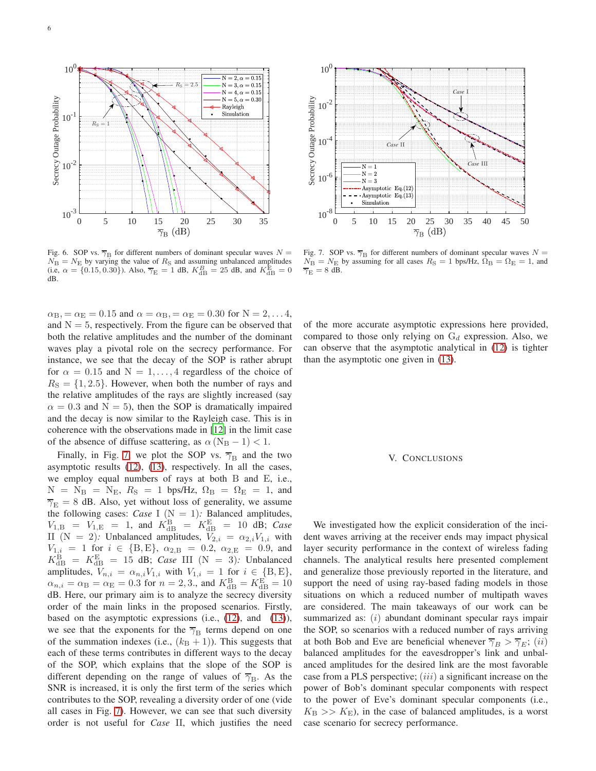Fig. 6. SOP vs. $\overline{\gamma}_{\rm B}$ for different numbers of dominant specular waves $N = N_{\rm B} = N_{\rm E}$ by varying the value of $R_{\rm S}$ and assuming unbalanced amplitudes (i.e, $\alpha = \{0.15, 0.30\}$). Also, $\overline{\gamma}_{\rm E} = 1$ dB, $K_{\rm dB}^{B} = 25$ dB, and $K_{\rm dB}^{\rm E} = 0$ dB.

Fig. 7. SOP vs. $\overline{\gamma}_{\rm B}$ for different numbers of dominant specular waves $N = N_{\rm B} = N_{\rm E}$ by assuming for all cases $R_{\rm S} = 1$ bps/Hz, $\Omega_{\rm B} = \Omega_{\rm E} = 1$, and $\overline{\gamma}_{\rm E} = 8$ dB.

$\alpha_{\rm B}, = \alpha_{\rm E} = 0.15$ and $\alpha = \alpha_{\rm B}, = \alpha_{\rm E} = 0.30$ for $\rm N = 2, \ldots 4$, and $\rm N = 5$, respectively. From the figure can be observed that both the relative amplitudes and the number of the dominant waves play a pivotal role on the secrecy performance. For instance, we see that the decay of the SOP is rather abrupt for $\alpha = 0.15$ and $\rm N = 1, \ldots, 4$ regardless of the choice of $R_{\rm S} = \{1, 2.5\}$. However, when both the number of rays and the relative amplitudes of the rays are slightly increased (say $\alpha = 0.3$ and $\rm N = 5$), then the SOP is dramatically impaired and the decay is now similar to the Rayleigh case. This is in coherence with the observations made in [12] in the limit case of the absence of diffuse scattering, as $\alpha\left(\rm N_B - 1\right) < 1$.

Finally, in Fig. 7, we plot the SOP vs. $\overline{\gamma}_{\rm B}$ and the two asymptotic results (12), (13), respectively. In all the cases, we employ equal numbers of rays at both B and E, i.e., $\rm N = N_B = N_E$, $R_{\rm S} = 1$ bps/Hz, $\Omega_{\rm B} = \Omega_{\rm E} = 1$, and $\overline{\gamma}_{\rm E} = 8$ dB. Also, yet without loss of generality, we assume the following cases: *Case* I ($\rm N = 1$)*:* Balanced amplitudes, $V_{1,\rm B} = V_{1,\rm E} = 1$, and $K_{\rm dB}^{\rm B} = K_{\rm dB}^{\rm E} = 10$ dB; *Case* II ($\rm N = 2$)*:* Unbalanced amplitudes, $V_{2,i} = \alpha_{2,i} V_{1,i}$ with $V_{1,i} = 1$ for $i \in \{\rm B, E\}$, $\alpha_{2,\rm B} = 0.2$, $\alpha_{2,\rm E} = 0.9$, and $K_{\rm dB}^{\rm B} = K_{\rm dB}^{\rm E} = 15$ dB; *Case* III ($\rm N = 3$)*:* Unbalanced amplitudes, $V_{n,i} = \alpha_{n,i} V_{1,i}$ with $V_{1,i} = 1$ for $i \in \{\rm B, E\}$, $\alpha_{n,i} = \alpha_{\rm B} = \alpha_{\rm E} = 0.3$ for $n = 2, 3.$, and $K_{\rm dB}^{\rm B} = K_{\rm dB}^{\rm E} = 10$ dB. Here, our primary aim is to analyze the secrecy diversity order of the main links in the proposed scenarios. Firstly, based on the asymptotic expressions (i.e., (12), and (13)), we see that the exponents for the $\overline{\gamma}_{\rm B}$ terms depend on one of the summation indexes (i.e., $(k_{\rm B} + 1)$). This suggests that each of these terms contributes in different ways to the decay of the SOP, which explains that the slope of the SOP is different depending on the range of values of $\overline{\gamma}_{\rm B}$. As the SNR is increased, it is only the first term of the series which contributes to the SOP, revealing a diversity order of one (vide all cases in Fig. 7). However, we can see that such diversity order is not useful for *Case* II, which justifies the need of the more accurate asymptotic expressions here provided, compared to those only relying on $\rm G_{\it d}$ expression. Also, we can observe that the asymptotic analytical in (12) is tighter than the asymptotic one given in (13).

## V. Conclusions

We investigated how the explicit consideration of the incident waves arriving at the receiver ends may impact physical layer security performance in the context of wireless fading channels. The analytical results here presented complement and generalize those previously reported in the literature, and support the need of using ray-based fading models in those situations on which a reduced number of multipath waves are considered. The main takeaways of our work can be summarized as: $(i)$ abundant dominant specular rays impair the SOP, so scenarios with a reduced number of rays arriving at both Bob and Eve are beneficial whenever $\overline{\gamma}_B > \overline{\gamma}_E$; $(ii)$ balanced amplitudes for the eavesdropper's link and unbalanced amplitudes for the desired link are the most favorable case from a PLS perspective; $(iii)$ a significant increase on the power of Bob's dominant specular components with respect to the power of Eve's dominant specular components (i.e., $K_{\rm B} >> K_{\rm E}$), in the case of balanced amplitudes, is a worst case scenario for secrecy performance.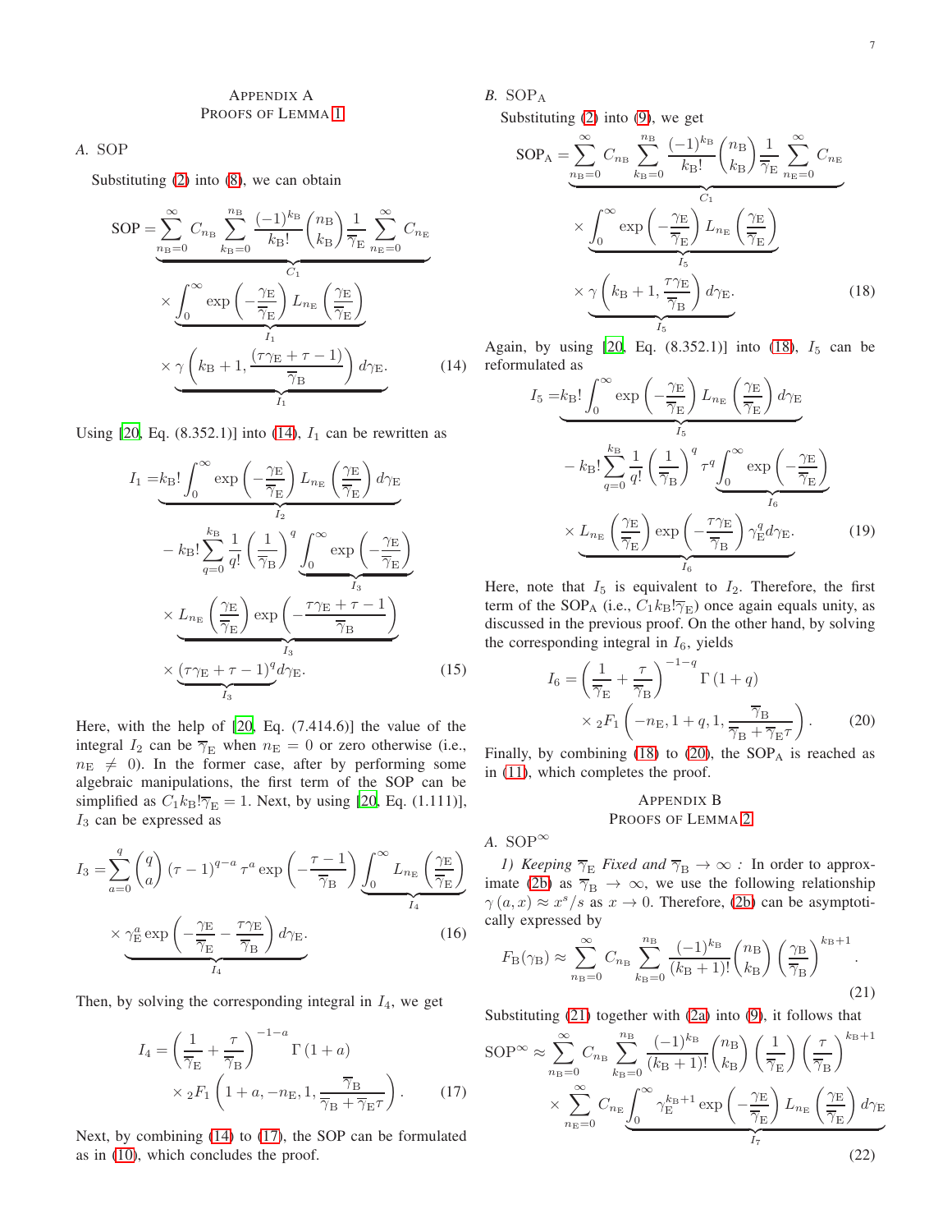# Appendix A
# Proofs of Lemma 1

## A. SOP

Substituting (2) into (8), we can obtain

$$
\text{SOP} = \underbrace{\sum_{n_{\mathrm{B}}=0}^{\infty} C_{n_{\mathrm{B}}} \sum_{k_{\mathrm{B}}=0}^{n_{\mathrm{B}}} \frac{(-1)^{k_{\mathrm{B}}}}{k_{\mathrm{B}}!} \binom{n_{\mathrm{B}}}{k_{\mathrm{B}}} \frac{1}{\overline{\gamma}_{\mathrm{E}}} \sum_{n_{\mathrm{E}}=0}^{\infty} C_{n_{\mathrm{E}}}}_{C_1} \times \underbrace{\int_0^{\infty} \exp\left(-\frac{\gamma_{\mathrm{E}}}{\overline{\gamma}_{\mathrm{E}}}\right) L_{n_{\mathrm{E}}}\left(\frac{\gamma_{\mathrm{E}}}{\overline{\gamma}_{\mathrm{E}}}\right)}_{I_1} \times \underbrace{\gamma\left(k_{\mathrm{B}}+1, \frac{(\tau\gamma_{\mathrm{E}}+\tau-1)}{\overline{\gamma}_{\mathrm{B}}}\right) d\gamma_{\mathrm{E}}}_{I_1}. \tag{14}
$$

Using [20, Eq. (8.352.1)] into (14), $I_1$ can be rewritten as

$$
\begin{aligned}
I_1 =& \underbrace{k_{\mathrm{B}}! \int_0^{\infty} \exp\left(-\frac{\gamma_{\mathrm{E}}}{\overline{\gamma}_{\mathrm{E}}}\right) L_{n_{\mathrm{E}}}\left(\frac{\gamma_{\mathrm{E}}}{\overline{\gamma}_{\mathrm{E}}}\right) d\gamma_{\mathrm{E}}}_{I_2} \\
& - k_{\mathrm{B}}! \sum_{q=0}^{k_{\mathrm{B}}} \frac{1}{q!} \left(\frac{1}{\overline{\gamma}_{\mathrm{B}}}\right)^q \underbrace{\int_0^{\infty} \exp\left(-\frac{\gamma_{\mathrm{E}}}{\overline{\gamma}_{\mathrm{E}}}\right)}_{I_3} \\
& \times \underbrace{L_{n_{\mathrm{E}}}\left(\frac{\gamma_{\mathrm{E}}}{\overline{\gamma}_{\mathrm{E}}}\right) \exp\left(-\frac{\tau\gamma_{\mathrm{E}}+\tau-1}{\overline{\gamma}_{\mathrm{B}}}\right)}_{I_3} \\
& \times \underbrace{(\tau\gamma_{\mathrm{E}}+\tau-1)^q}_{I_3} d\gamma_{\mathrm{E}}.
\end{aligned} \tag{15}
$$

Here, with the help of [20, Eq. (7.414.6)] the value of the integral $I_2$ can be $\overline{\gamma}_{\mathrm{E}}$ when $n_{\mathrm{E}} = 0$ or zero otherwise (i.e., $n_{\mathrm{E}} \neq 0$). In the former case, after by performing some algebraic manipulations, the first term of the SOP can be simplified as $C_1 k_{\mathrm{B}}! \overline{\gamma}_{\mathrm{E}} = 1$. Next, by using [20, Eq. (1.111)], $I_3$ can be expressed as

$$
\begin{aligned}
I_3 =& \sum_{a=0}^{q} \binom{q}{a} (\tau-1)^{q-a} \tau^a \exp\left(-\frac{\tau-1}{\overline{\gamma}_{\mathrm{B}}}\right) \underbrace{\int_0^{\infty} L_{n_{\mathrm{E}}}\left(\frac{\gamma_{\mathrm{E}}}{\overline{\gamma}_{\mathrm{E}}}\right)}_{I_4} \\
& \times \underbrace{\gamma_{\mathrm{E}}^a \exp\left(-\frac{\gamma_{\mathrm{E}}}{\overline{\gamma}_{\mathrm{E}}} - \frac{\tau\gamma_{\mathrm{E}}}{\overline{\gamma}_{\mathrm{B}}}\right) d\gamma_{\mathrm{E}}}_{I_4}.
\end{aligned} \tag{16}
$$

Then, by solving the corresponding integral in $I_4$, we get

$$
\begin{aligned}
I_4 =& \left(\frac{1}{\overline{\gamma}_{\mathrm{E}}} + \frac{\tau}{\overline{\gamma}_{\mathrm{B}}}\right)^{-1-a} \Gamma(1+a) \\
& \times {}_2F_1\left(1+a, -n_{\mathrm{E}}, 1, \frac{\overline{\gamma}_{\mathrm{B}}}{\overline{\gamma}_{\mathrm{B}} + \overline{\gamma}_{\mathrm{E}}\tau}\right).
\end{aligned} \tag{17}
$$

Next, by combining (14) to (17), the SOP can be formulated as in (10), which concludes the proof.

## B. $\text{SOP}_{\mathrm{A}}$

Substituting (2) into (9), we get

$$
\begin{aligned}
\text{SOP}_{\mathrm{A}} =& \underbrace{\sum_{n_{\mathrm{B}}=0}^{\infty} C_{n_{\mathrm{B}}} \sum_{k_{\mathrm{B}}=0}^{n_{\mathrm{B}}} \frac{(-1)^{k_{\mathrm{B}}}}{k_{\mathrm{B}}!} \binom{n_{\mathrm{B}}}{k_{\mathrm{B}}} \frac{1}{\overline{\gamma}_{\mathrm{E}}} \sum_{n_{\mathrm{E}}=0}^{\infty} C_{n_{\mathrm{E}}}}_{C_1} \\
& \times \underbrace{\int_0^{\infty} \exp\left(-\frac{\gamma_{\mathrm{E}}}{\overline{\gamma}_{\mathrm{E}}}\right) L_{n_{\mathrm{E}}}\left(\frac{\gamma_{\mathrm{E}}}{\overline{\gamma}_{\mathrm{E}}}\right)}_{I_5} \\
& \times \underbrace{\gamma\left(k_{\mathrm{B}}+1, \frac{\tau\gamma_{\mathrm{E}}}{\overline{\gamma}_{\mathrm{B}}}\right) d\gamma_{\mathrm{E}}}_{I_5}.
\end{aligned} \tag{18}
$$

Again, by using [20, Eq. (8.352.1)] into (18), $I_5$ can be reformulated as

$$
\begin{aligned}
I_5 =& \underbrace{k_{\mathrm{B}}! \int_0^{\infty} \exp\left(-\frac{\gamma_{\mathrm{E}}}{\overline{\gamma}_{\mathrm{E}}}\right) L_{n_{\mathrm{E}}}\left(\frac{\gamma_{\mathrm{E}}}{\overline{\gamma}_{\mathrm{E}}}\right) d\gamma_{\mathrm{E}}}_{I_5} \\
& - k_{\mathrm{B}}! \sum_{q=0}^{k_{\mathrm{B}}} \frac{1}{q!} \left(\frac{1}{\overline{\gamma}_{\mathrm{B}}}\right)^q \tau^q \underbrace{\int_0^{\infty} \exp\left(-\frac{\gamma_{\mathrm{E}}}{\overline{\gamma}_{\mathrm{E}}}\right)}_{I_6} \\
& \times \underbrace{L_{n_{\mathrm{E}}}\left(\frac{\gamma_{\mathrm{E}}}{\overline{\gamma}_{\mathrm{E}}}\right) \exp\left(-\frac{\tau\gamma_{\mathrm{E}}}{\overline{\gamma}_{\mathrm{B}}}\right) \gamma_{\mathrm{E}}^q d\gamma_{\mathrm{E}}}_{I_6}.
\end{aligned} \tag{19}
$$

Here, note that $I_5$ is equivalent to $I_2$. Therefore, the first term of the $\text{SOP}_{\mathrm{A}}$ (i.e., $C_1 k_{\mathrm{B}}! \overline{\gamma}_{\mathrm{E}}$) once again equals unity, as discussed in the previous proof. On the other hand, by solving the corresponding integral in $I_6$, yields

$$
\begin{aligned}
I_6 =& \left(\frac{1}{\overline{\gamma}_{\mathrm{E}}} + \frac{\tau}{\overline{\gamma}_{\mathrm{B}}}\right)^{-1-q} \Gamma(1+q) \\
& \times {}_2F_1\left(-n_{\mathrm{E}}, 1+q, 1, \frac{\overline{\gamma}_{\mathrm{B}}}{\overline{\gamma}_{\mathrm{B}} + \overline{\gamma}_{\mathrm{E}}\tau}\right).
\end{aligned} \tag{20}
$$

Finally, by combining (18) to (20), the $\text{SOP}_{\mathrm{A}}$ is reached as in (11), which completes the proof.

# Appendix B
# Proofs of Lemma 2

## A. $\text{SOP}^{\infty}$

*1) Keeping $\overline{\gamma}_{\mathrm{E}}$ Fixed and $\overline{\gamma}_{\mathrm{B}} \to \infty$ :* In order to approximate (2b) as $\overline{\gamma}_{\mathrm{B}} \to \infty$, we use the following relationship $\gamma(a, x) \approx x^s/s$ as $x \to 0$. Therefore, (2b) can be asymptotically expressed by

$$
F_{\mathrm{B}}(\gamma_{\mathrm{B}}) \approx \sum_{n_{\mathrm{B}}=0}^{\infty} C_{n_{\mathrm{B}}} \sum_{k_{\mathrm{B}}=0}^{n_{\mathrm{B}}} \frac{(-1)^{k_{\mathrm{B}}}}{(k_{\mathrm{B}}+1)!} \binom{n_{\mathrm{B}}}{k_{\mathrm{B}}} \left(\frac{\gamma_{\mathrm{B}}}{\overline{\gamma}_{\mathrm{B}}}\right)^{k_{\mathrm{B}}+1}. \tag{21}
$$

Substituting (21) together with (2a) into (9), it follows that

$$
\begin{aligned}
\text{SOP}^{\infty} \approx& \sum_{n_{\mathrm{B}}=0}^{\infty} C_{n_{\mathrm{B}}} \sum_{k_{\mathrm{B}}=0}^{n_{\mathrm{B}}} \frac{(-1)^{k_{\mathrm{B}}}}{(k_{\mathrm{B}}+1)!} \binom{n_{\mathrm{B}}}{k_{\mathrm{B}}} \left(\frac{1}{\overline{\gamma}_{\mathrm{E}}}\right) \left(\frac{\tau}{\overline{\gamma}_{\mathrm{B}}}\right)^{k_{\mathrm{B}}+1} \\
& \times \sum_{n_{\mathrm{E}}=0}^{\infty} C_{n_{\mathrm{E}}} \underbrace{\int_0^{\infty} \gamma_{\mathrm{E}}^{k_{\mathrm{B}}+1} \exp\left(-\frac{\gamma_{\mathrm{E}}}{\overline{\gamma}_{\mathrm{E}}}\right) L_{n_{\mathrm{E}}}\left(\frac{\gamma_{\mathrm{E}}}{\overline{\gamma}_{\mathrm{E}}}\right) d\gamma_{\mathrm{E}}}_{I_7}
\end{aligned} \tag{22}
$$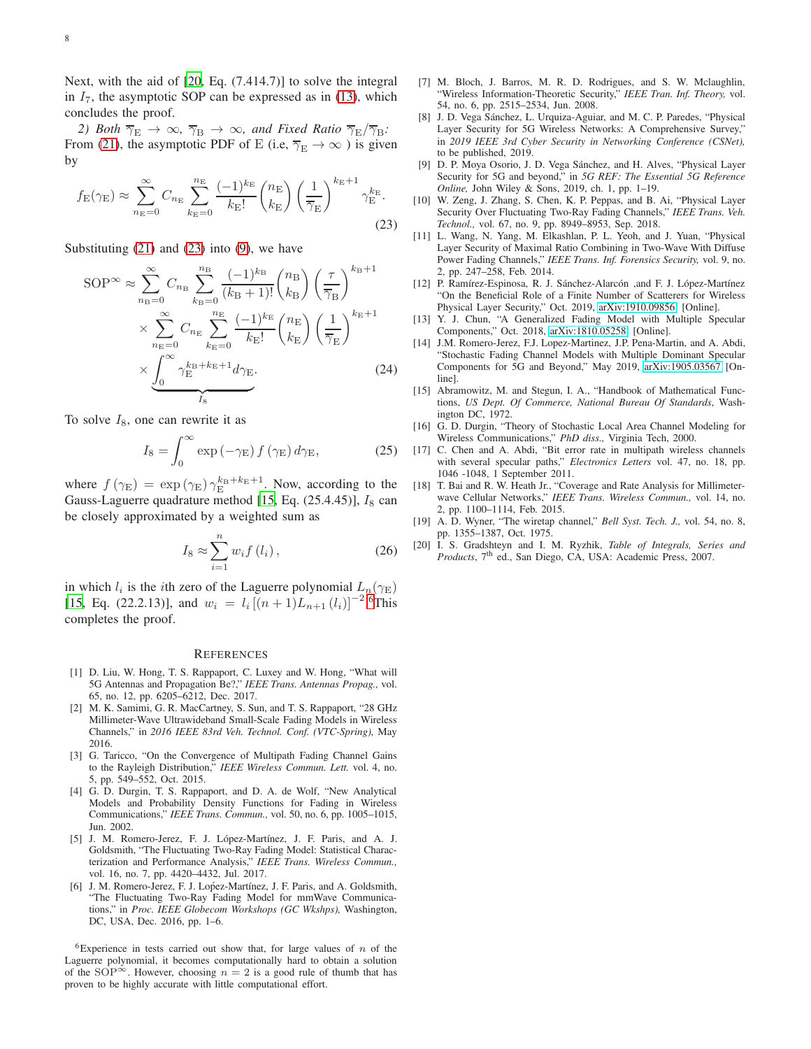Next, with the aid of [20, Eq. (7.414.7)] to solve the integral in $I_7$, the asymptotic SOP can be expressed as in (13), which concludes the proof.

*2) Both $\overline{\gamma}_{\rm E} \to \infty$, $\overline{\gamma}_{\rm B} \to \infty$, and Fixed Ratio $\overline{\gamma}_{\rm E}/\overline{\gamma}_{\rm B}$:* From (21), the asymptotic PDF of E (i.e, $\overline{\gamma}_{\rm E} \to \infty$ ) is given by

$$f_{\rm E}(\gamma_{\rm E}) \approx \sum_{n_{\rm E}=0}^{\infty} C_{n_{\rm E}} \sum_{k_{\rm E}=0}^{n_{\rm E}} \frac{(-1)^{k_{\rm E}}}{k_{\rm E}!} \binom{n_{\rm E}}{k_{\rm E}} \left(\frac{1}{\overline{\gamma}_{\rm E}}\right)^{k_{\rm E}+1} \gamma_{\rm E}^{k_{\rm E}}. \tag{23}$$

Substituting (21) and (23) into (9), we have

$$\begin{aligned}\mathrm{SOP}^{\infty} \approx & \sum_{n_{\rm B}=0}^{\infty} C_{n_{\rm B}} \sum_{k_{\rm B}=0}^{n_{\rm B}} \frac{(-1)^{k_{\rm B}}}{(k_{\rm B}+1)!} \binom{n_{\rm B}}{k_{\rm B}} \left(\frac{\tau}{\overline{\gamma}_{\rm B}}\right)^{k_{\rm B}+1} \\ & \times \sum_{n_{\rm E}=0}^{\infty} C_{n_{\rm E}} \sum_{k_{\rm E}=0}^{n_{\rm E}} \frac{(-1)^{k_{\rm E}}}{k_{\rm E}!} \binom{n_{\rm E}}{k_{\rm E}} \left(\frac{1}{\overline{\gamma}_{\rm E}}\right)^{k_{\rm E}+1} \\ & \times \underbrace{\int_0^{\infty} \gamma_{\rm E}^{k_{\rm B}+k_{\rm E}+1} d\gamma_{\rm E}}_{I_8}.\end{aligned} \tag{24}$$

To solve $I_8$, one can rewrite it as

$$I_8 = \int_0^{\infty} \exp\left(-\gamma_{\rm E}\right) f\left(\gamma_{\rm E}\right) d\gamma_{\rm E}, \tag{25}$$

where $f\left(\gamma_{\rm E}\right) = \exp\left(\gamma_{\rm E}\right) \gamma_{\rm E}^{k_{\rm B}+k_{\rm E}+1}$. Now, according to the Gauss-Laguerre quadrature method [15, Eq. (25.4.45)], $I_8$ can be closely approximated by a weighted sum as

$$I_8 \approx \sum_{i=1}^{n} w_i f\left(l_i\right), \tag{26}$$

in which $l_i$ is the $i$th zero of the Laguerre polynomial $L_n(\gamma_{\rm E})$ [15, Eq. (22.2.13)], and $w_i = l_i \left[(n+1) L_{n+1}\left(l_i\right)\right]^{-2}$.[6] This completes the proof.

## References

[1] D. Liu, W. Hong, T. S. Rappaport, C. Luxey and W. Hong, "What will 5G Antennas and Propagation Be?," *IEEE Trans. Antennas Propag.,* vol. 65, no. 12, pp. 6205–6212, Dec. 2017.

[2] M. K. Samimi, G. R. MacCartney, S. Sun, and T. S. Rappaport, "28 GHz Millimeter-Wave Ultrawideband Small-Scale Fading Models in Wireless Channels," in *2016 IEEE 83rd Veh. Technol. Conf. (VTC-Spring),* May 2016.

[3] G. Taricco, "On the Convergence of Multipath Fading Channel Gains to the Rayleigh Distribution," *IEEE Wireless Commun. Lett.* vol. 4, no. 5, pp. 549–552, Oct. 2015.

[4] G. D. Durgin, T. S. Rappaport, and D. A. de Wolf, "New Analytical Models and Probability Density Functions for Fading in Wireless Communications," *IEEE Trans. Commun.,* vol. 50, no. 6, pp. 1005–1015, Jun. 2002.

[5] J. M. Romero-Jerez, F. J. López-Martínez, J. F. Paris, and A. J. Goldsmith, "The Fluctuating Two-Ray Fading Model: Statistical Characterization and Performance Analysis," *IEEE Trans. Wireless Commun.,* vol. 16, no. 7, pp. 4420–4432, Jul. 2017.

[6] J. M. Romero-Jerez, F. J. Loṕez-Martínez, J. F. Paris, and A. Goldsmith, "The Fluctuating Two-Ray Fading Model for mmWave Communications," in *Proc. IEEE Globecom Workshops (GC Wkshps),* Washington, DC, USA, Dec. 2016, pp. 1–6.

[7] M. Bloch, J. Barros, M. R. D. Rodrigues, and S. W. Mclaughlin, "Wireless Information-Theoretic Security," *IEEE Tran. Inf. Theory,* vol. 54, no. 6, pp. 2515–2534, Jun. 2008.

[8] J. D. Vega Sánchez, L. Urquiza-Aguiar, and M. C. P. Paredes, "Physical Layer Security for 5G Wireless Networks: A Comprehensive Survey," in *2019 IEEE 3rd Cyber Security in Networking Conference (CSNet),* to be published, 2019.

[9] D. P. Moya Osorio, J. D. Vega Sánchez, and H. Alves, "Physical Layer Security for 5G and beyond," in *5G REF: The Essential 5G Reference Online,* John Wiley & Sons, 2019, ch. 1, pp. 1–19.

[10] W. Zeng, J. Zhang, S. Chen, K. P. Peppas, and B. Ai, "Physical Layer Security Over Fluctuating Two-Ray Fading Channels," *IEEE Trans. Veh. Technol.,* vol. 67, no. 9, pp. 8949–8953, Sep. 2018.

[11] L. Wang, N. Yang, M. Elkashlan, P. L. Yeoh, and J. Yuan, "Physical Layer Security of Maximal Ratio Combining in Two-Wave With Diffuse Power Fading Channels," *IEEE Trans. Inf. Forensics Security,* vol. 9, no. 2, pp. 247–258, Feb. 2014.

[12] P. Ramírez-Espinosa, R. J. Sánchez-Alarcón ,and F. J. López-Martínez "On the Beneficial Role of a Finite Number of Scatterers for Wireless Physical Layer Security," Oct. 2019, arXiv:1910.09856 [Online].

[13] Y. J. Chun, "A Generalized Fading Model with Multiple Specular Components," Oct. 2018, arXiv:1810.05258 [Online].

[14] J.M. Romero-Jerez, F.J. Lopez-Martinez, J.F. Pena-Martin, and A. Abdi, "Stochastic Fading Channel Models with Multiple Dominant Specular Components for 5G and Beyond," May 2019, arXiv:1905.03567 [Online].

[15] Abramowitz, M. and Stegun, I. A., "Handbook of Mathematical Functions, *US Dept. Of Commerce, National Bureau Of Standards*, Washington DC, 1972.

[16] G. D. Durgin, "Theory of Stochastic Local Area Channel Modeling for Wireless Communications," *PhD diss.,* Virginia Tech, 2000.

[17] C. Chen and A. Abdi, "Bit error rate in multipath wireless channels with several specular paths," *Electronics Letters* vol. 47, no. 18, pp. 1046 -1048, 1 September 2011.

[18] T. Bai and R. W. Heath Jr., "Coverage and Rate Analysis for Millimeter-wave Cellular Networks," *IEEE Trans. Wireless Commun.,* vol. 14, no. 2, pp. 1100–1114, Feb. 2015.

[19] A. D. Wyner, "The wiretap channel," *Bell Syst. Tech. J.,* vol. 54, no. 8, pp. 1355–1387, Oct. 1975.

[20] I. S. Gradshteyn and I. M. Ryzhik, *Table of Integrals, Series and Products*, 7th ed., San Diego, CA, USA: Academic Press, 2007.

[6] Experience in tests carried out show that, for large values of $n$ of the Laguerre polynomial, it becomes computationally hard to obtain a solution of the $\mathrm{SOP}^{\infty}$. However, choosing $n = 2$ is a good rule of thumb that has proven to be highly accurate with little computational effort.